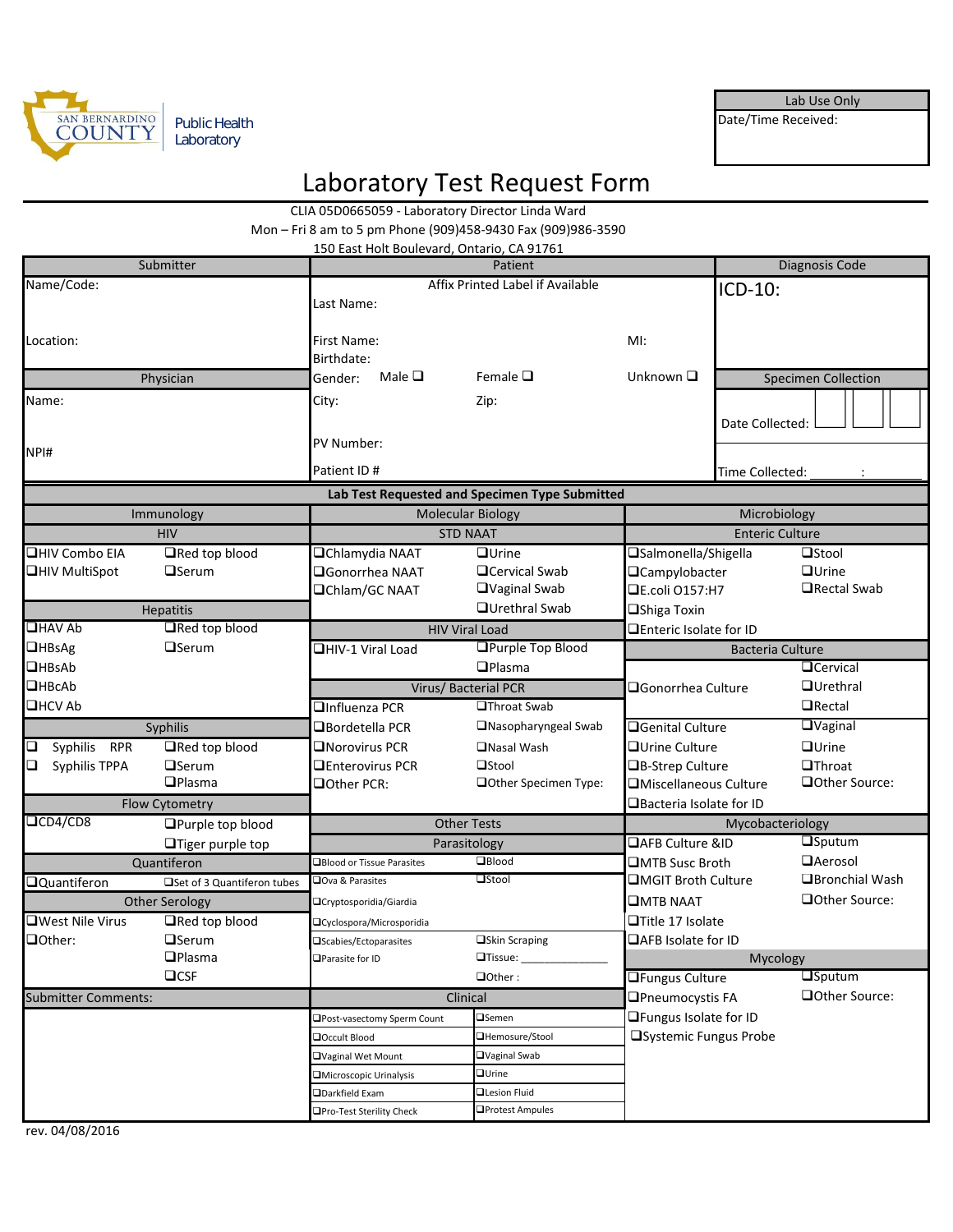San Bernardino County Public Health Laboratory

| Lab Use Only |
|---|
| Date/Time Received: |

# Laboratory Test Request Form

CLIA 05D0665059 - Laboratory Director Linda Ward

Mon – Fri 8 am to 5 pm Phone (909)458-9430 Fax (909)986-3590

150 East Holt Boulevard, Ontario, CA 91761

| Submitter | Patient | | | Diagnosis Code |
|---|---|---|---|---|
| Name/Code: | Affix Printed Label if Available<br>Last Name: | | | ICD-10: |
| Location: | First Name: | | MI: | |
| | Birthdate: | | | |
| Physician | Gender: Male ❑ | Female ❑ | Unknown ❑ | Specimen Collection |
| Name: | City: | Zip: | | Date Collected: |
| NPI# | PV Number: | | | |
| | Patient ID # | | | Time Collected: ______:______ |

## Lab Test Requested and Specimen Type Submitted

### Immunology

**HIV**

- ❑HIV Combo EIA
- ❑HIV MultiSpot
- ❑Red top blood
- ❑Serum

**Hepatitis**

- ❑HAV Ab
- ❑HBsAg
- ❑HBsAb
- ❑HBcAb
- ❑HCV Ab
- ❑Red top blood
- ❑Serum

**Syphilis**

- ❑ Syphilis RPR
- ❑ Syphilis TPPA
- ❑Red top blood
- ❑Serum
- ❑Plasma

**Flow Cytometry**

- ❑CD4/CD8
- ❑Purple top blood
- ❑Tiger purple top

**Quantiferon**

- ❑Quantiferon
- ❑Set of 3 Quantiferon tubes

**Other Serology**

- ❑West Nile Virus
- ❑Other:
- ❑Red top blood
- ❑Serum
- ❑Plasma
- ❑CSF

**Submitter Comments:**

### Molecular Biology

**STD NAAT**

- ❑Chlamydia NAAT
- ❑Gonorrhea NAAT
- ❑Chlam/GC NAAT
- ❑Urine
- ❑Cervical Swab
- ❑Vaginal Swab
- ❑Urethral Swab

**HIV Viral Load**

- ❑HIV-1 Viral Load
- ❑Purple Top Blood
- ❑Plasma

**Virus/ Bacterial PCR**

- ❑Influenza PCR
- ❑Bordetella PCR
- ❑Norovirus PCR
- ❑Enterovirus PCR
- ❑Other PCR:
- ❑Throat Swab
- ❑Nasopharyngeal Swab
- ❑Nasal Wash
- ❑Stool
- ❑Other Specimen Type:

### Other Tests

**Parasitology**

- ❑Blood or Tissue Parasites
- ❑Ova & Parasites
- ❑Cryptosporidia/Giardia
- ❑Cyclospora/Microsporidia
- ❑Scabies/Ectoparasites
- ❑Parasite for ID
- ❑Blood
- ❑Stool
- ❑Skin Scraping
- ❑Tissue: ______________
- ❑Other :

**Clinical**

| | |
|---|---|
| ❑Post-vasectomy Sperm Count | ❑Semen |
| ❑Occult Blood | ❑Hemosure/Stool |
| ❑Vaginal Wet Mount | ❑Vaginal Swab |
| ❑Microscopic Urinalysis | ❑Urine |
| ❑Darkfield Exam | ❑Lesion Fluid |
| ❑Pro-Test Sterility Check | ❑Protest Ampules |

### Microbiology

**Enteric Culture**

- ❑Salmonella/Shigella
- ❑Campylobacter
- ❑E.coli O157:H7
- ❑Shiga Toxin
- ❑Enteric Isolate for ID
- ❑Stool
- ❑Urine
- ❑Rectal Swab

**Bacteria Culture**

- ❑Gonorrhea Culture
- ❑Genital Culture
- ❑Urine Culture
- ❑B-Strep Culture
- ❑Miscellaneous Culture
- ❑Bacteria Isolate for ID
- ❑Cervical
- ❑Urethral
- ❑Rectal
- ❑Vaginal
- ❑Urine
- ❑Throat
- ❑Other Source:

**Mycobacteriology**

- ❑AFB Culture &ID
- ❑MTB Susc Broth
- ❑MGIT Broth Culture
- ❑MTB NAAT
- ❑Title 17 Isolate
- ❑AFB Isolate for ID
- ❑Sputum
- ❑Aerosol
- ❑Bronchial Wash
- ❑Other Source:

**Mycology**

- ❑Fungus Culture
- ❑Pneumocystis FA
- ❑Fungus Isolate for ID
- ❑Systemic Fungus Probe
- ❑Sputum
- ❑Other Source:

rev. 04/08/2016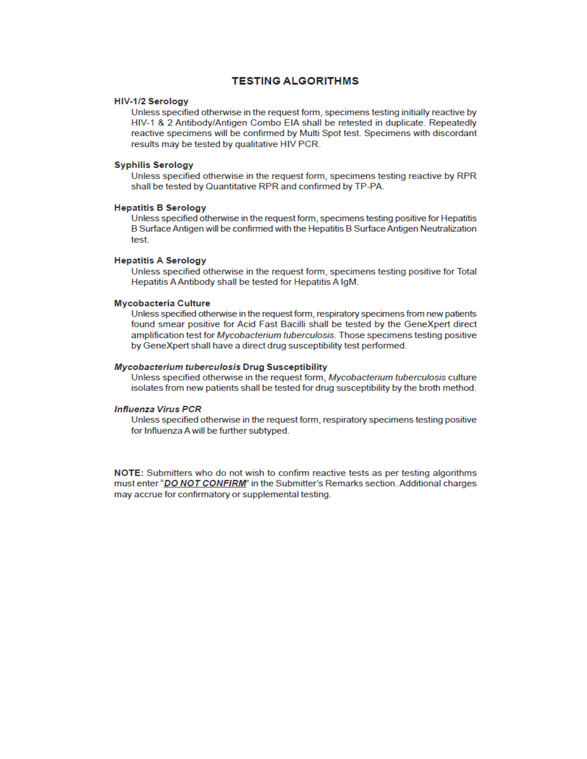# TESTING ALGORITHMS

### HIV-1/2 Serology

Unless specified otherwise in the request form, specimens testing initially reactive by HIV-1 & 2 Antibody/Antigen Combo EIA shall be retested in duplicate. Repeatedly reactive specimens will be confirmed by Multi Spot test. Specimens with discordant results may be tested by qualitative HIV PCR.

### Syphilis Serology

Unless specified otherwise in the request form, specimens testing reactive by RPR shall be tested by Quantitative RPR and confirmed by TP-PA.

### Hepatitis B Serology

Unless specified otherwise in the request form, specimens testing positive for Hepatitis B Surface Antigen will be confirmed with the Hepatitis B Surface Antigen Neutralization test.

### Hepatitis A Serology

Unless specified otherwise in the request form, specimens testing positive for Total Hepatitis A Antibody shall be tested for Hepatitis A IgM.

### Mycobacteria Culture

Unless specified otherwise in the request form, respiratory specimens from new patients found smear positive for Acid Fast Bacilli shall be tested by the GeneXpert direct amplification test for *Mycobacterium tuberculosis*. Those specimens testing positive by GeneXpert shall have a direct drug susceptibility test performed.

### *Mycobacterium tuberculosis* Drug Susceptibility

Unless specified otherwise in the request form, *Mycobacterium tuberculosis* culture isolates from new patients shall be tested for drug susceptibility by the broth method.

### *Influenza Virus PCR*

Unless specified otherwise in the request form, respiratory specimens testing positive for Influenza A will be further subtyped.

**NOTE:** Submitters who do not wish to confirm reactive tests as per testing algorithms must enter "***DO NOT CONFIRM***" in the Submitter's Remarks section. Additional charges may accrue for confirmatory or supplemental testing.